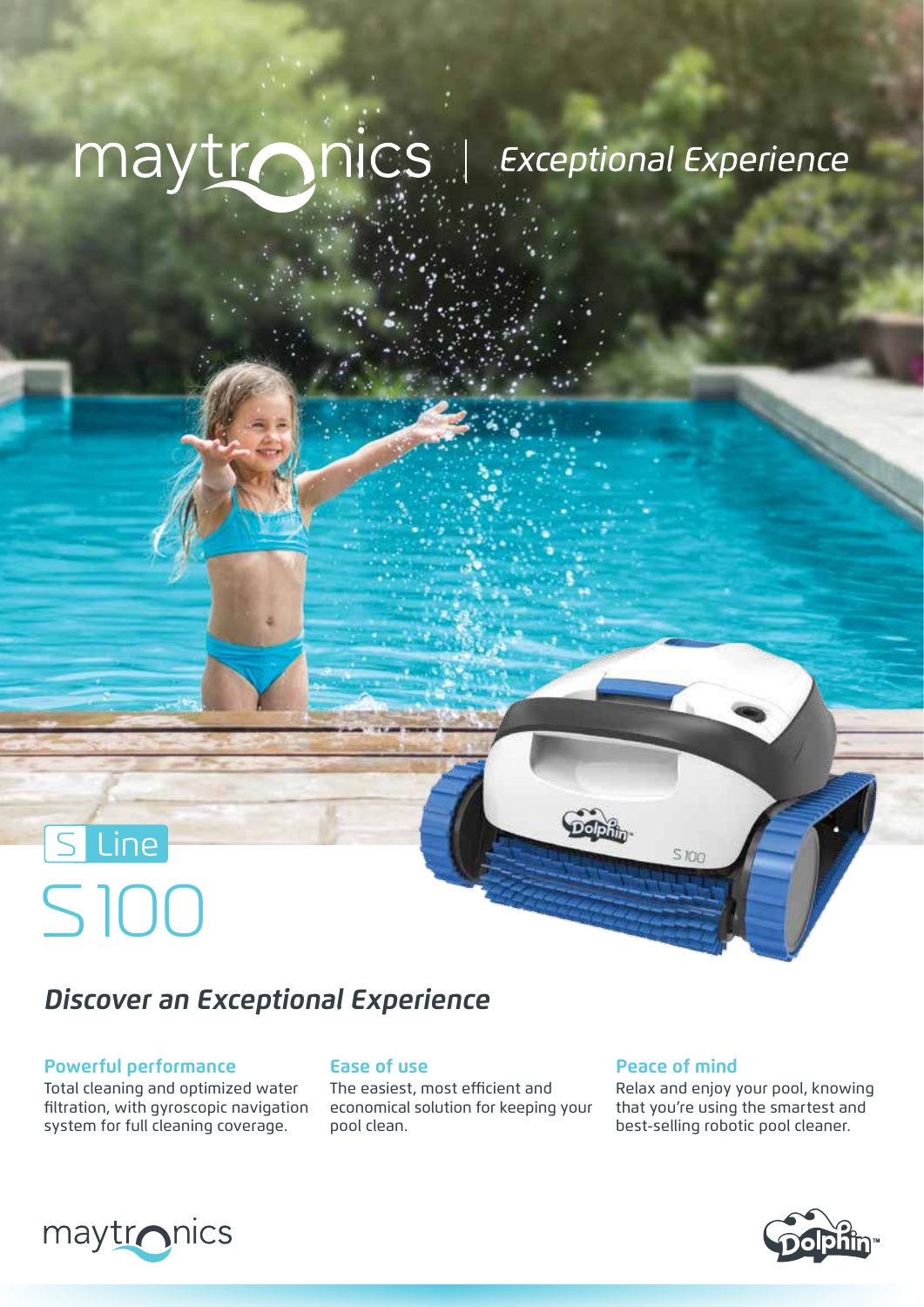maytronics | *Exceptional Experience*

S Line

# S 100

## *Discover an Exceptional Experience*

### Powerful performance

Total cleaning and optimized water filtration, with gyroscopic navigation system for full cleaning coverage.

### Ease of use

The easiest, most efficient and economical solution for keeping your pool clean.

### Peace of mind

Relax and enjoy your pool, knowing that you're using the smartest and best-selling robotic pool cleaner.

maytronics

Dolphin™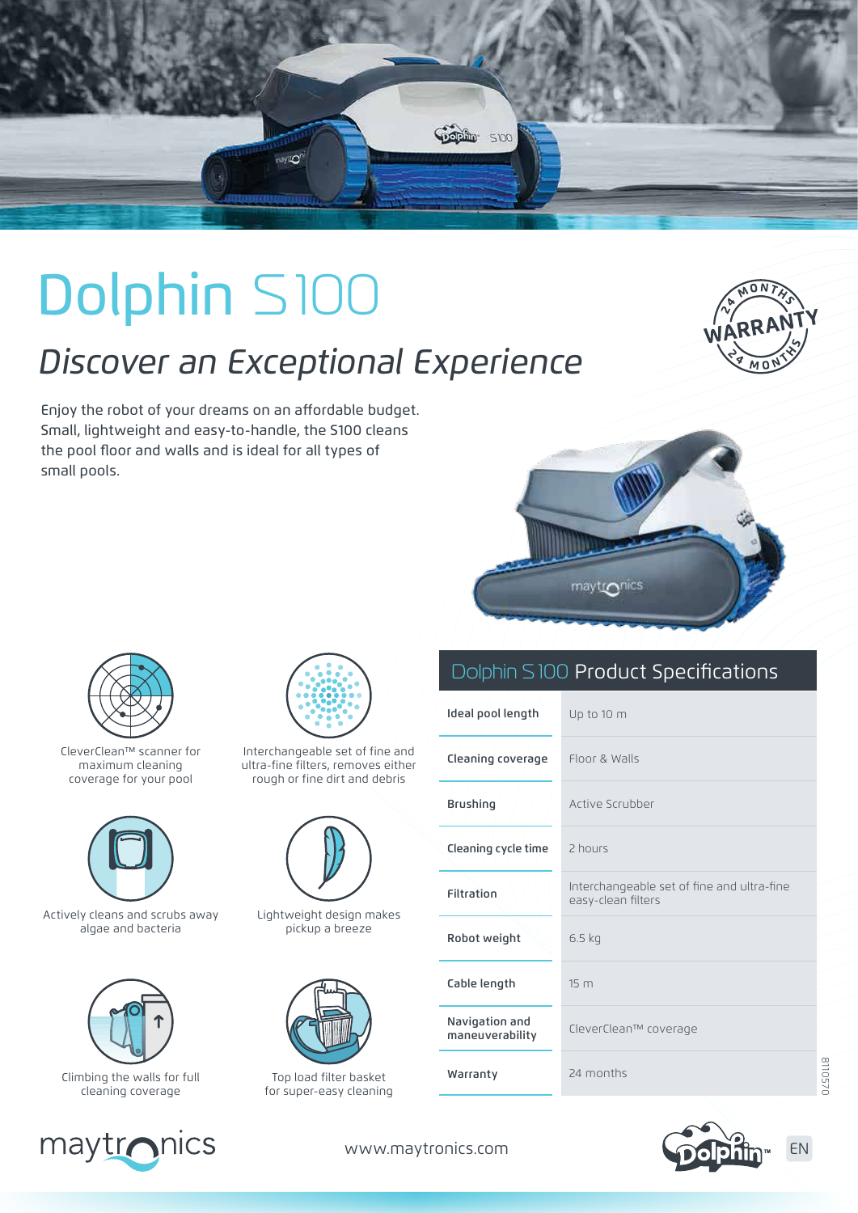# Dolphin S100

## *Discover an Exceptional Experience*

24 MONTHS WARRANTY 24 MONTHS

Enjoy the robot of your dreams on an affordable budget. Small, lightweight and easy-to-handle, the S100 cleans the pool floor and walls and is ideal for all types of small pools.

CleverClean™ scanner for maximum cleaning coverage for your pool

Interchangeable set of fine and ultra-fine filters, removes either rough or fine dirt and debris

Actively cleans and scrubs away algae and bacteria

Lightweight design makes pickup a breeze

Climbing the walls for full cleaning coverage

Top load filter basket for super-easy cleaning

## Dolphin S100 Product Specifications

| | |
|---|---|
| Ideal pool length | Up to 10 m |
| Cleaning coverage | Floor & Walls |
| Brushing | Active Scrubber |
| Cleaning cycle time | 2 hours |
| Filtration | Interchangeable set of fine and ultra-fine easy-clean filters |
| Robot weight | 6.5 kg |
| Cable length | 15 m |
| Navigation and maneuverability | CleverClean™ coverage |
| Warranty | 24 months |

8110570

maytronics

www.maytronics.com

Dolphin™ EN